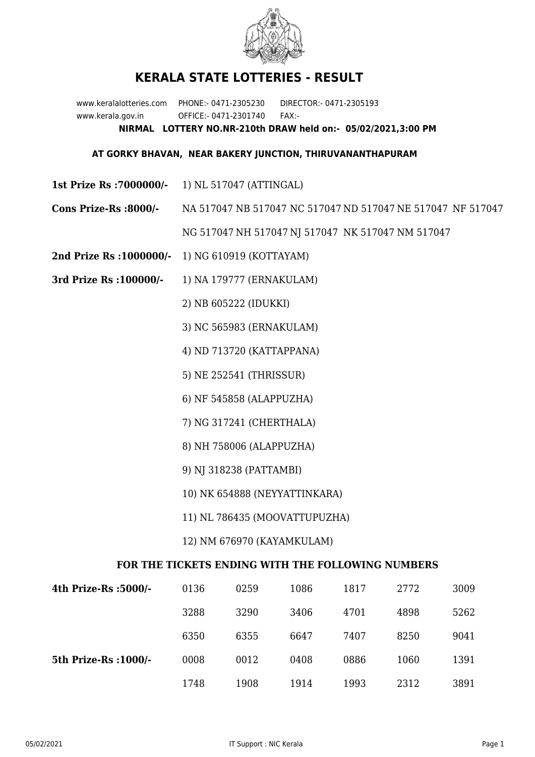# KERALA STATE LOTTERIES - RESULT

www.keralalotteries.com PHONE:- 0471-2305230 DIRECTOR:- 0471-2305193
www.kerala.gov.in OFFICE:- 0471-2301740 FAX:-

**NIRMAL LOTTERY NO.NR-210th DRAW held on:- 05/02/2021,3:00 PM**

**AT GORKY BHAVAN, NEAR BAKERY JUNCTION, THIRUVANANTHAPURAM**

**1st Prize Rs :7000000/-** 1) NL 517047 (ATTINGAL)

**Cons Prize-Rs :8000/-** NA 517047 NB 517047 NC 517047 ND 517047 NE 517047 NF 517047 NG 517047 NH 517047 NJ 517047 NK 517047 NM 517047

**2nd Prize Rs :1000000/-** 1) NG 610919 (KOTTAYAM)

**3rd Prize Rs :100000/-**

1) NA 179777 (ERNAKULAM)
2) NB 605222 (IDUKKI)
3) NC 565983 (ERNAKULAM)
4) ND 713720 (KATTAPPANA)
5) NE 252541 (THRISSUR)
6) NF 545858 (ALAPPUZHA)
7) NG 317241 (CHERTHALA)
8) NH 758006 (ALAPPUZHA)
9) NJ 318238 (PATTAMBI)
10) NK 654888 (NEYYATTINKARA)
11) NL 786435 (MOOVATTUPUZHA)
12) NM 676970 (KAYAMKULAM)

### FOR THE TICKETS ENDING WITH THE FOLLOWING NUMBERS

| | | | | | | |
|---|---|---|---|---|---|---|
| **4th Prize-Rs :5000/-** | 0136 | 0259 | 1086 | 1817 | 2772 | 3009 |
| | 3288 | 3290 | 3406 | 4701 | 4898 | 5262 |
| | 6350 | 6355 | 6647 | 7407 | 8250 | 9041 |
| **5th Prize-Rs :1000/-** | 0008 | 0012 | 0408 | 0886 | 1060 | 1391 |
| | 1748 | 1908 | 1914 | 1993 | 2312 | 3891 |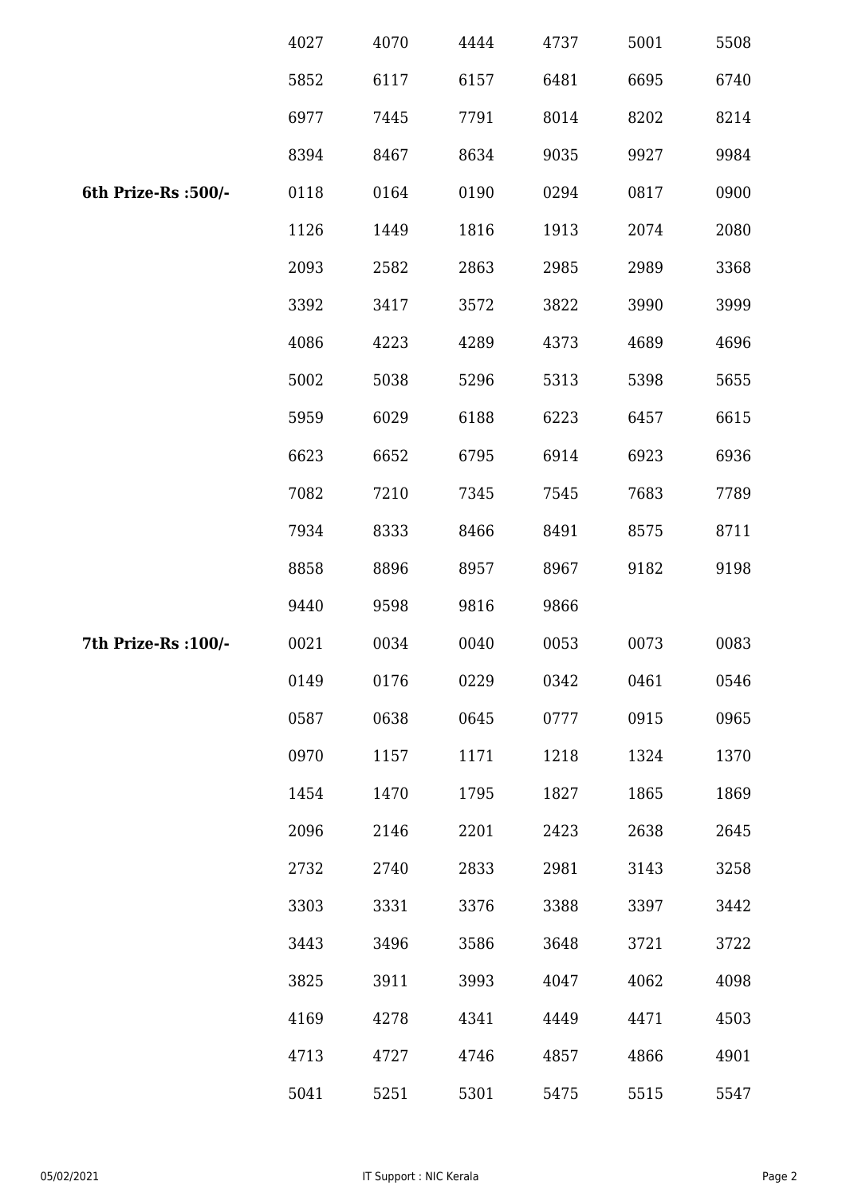| | | | | | | |
|---|---|---|---|---|---|---|
| | 4027 | 4070 | 4444 | 4737 | 5001 | 5508 |
| | 5852 | 6117 | 6157 | 6481 | 6695 | 6740 |
| | 6977 | 7445 | 7791 | 8014 | 8202 | 8214 |
| | 8394 | 8467 | 8634 | 9035 | 9927 | 9984 |
| **6th Prize-Rs :500/-** | 0118 | 0164 | 0190 | 0294 | 0817 | 0900 |
| | 1126 | 1449 | 1816 | 1913 | 2074 | 2080 |
| | 2093 | 2582 | 2863 | 2985 | 2989 | 3368 |
| | 3392 | 3417 | 3572 | 3822 | 3990 | 3999 |
| | 4086 | 4223 | 4289 | 4373 | 4689 | 4696 |
| | 5002 | 5038 | 5296 | 5313 | 5398 | 5655 |
| | 5959 | 6029 | 6188 | 6223 | 6457 | 6615 |
| | 6623 | 6652 | 6795 | 6914 | 6923 | 6936 |
| | 7082 | 7210 | 7345 | 7545 | 7683 | 7789 |
| | 7934 | 8333 | 8466 | 8491 | 8575 | 8711 |
| | 8858 | 8896 | 8957 | 8967 | 9182 | 9198 |
| | 9440 | 9598 | 9816 | 9866 | | |
| **7th Prize-Rs :100/-** | 0021 | 0034 | 0040 | 0053 | 0073 | 0083 |
| | 0149 | 0176 | 0229 | 0342 | 0461 | 0546 |
| | 0587 | 0638 | 0645 | 0777 | 0915 | 0965 |
| | 0970 | 1157 | 1171 | 1218 | 1324 | 1370 |
| | 1454 | 1470 | 1795 | 1827 | 1865 | 1869 |
| | 2096 | 2146 | 2201 | 2423 | 2638 | 2645 |
| | 2732 | 2740 | 2833 | 2981 | 3143 | 3258 |
| | 3303 | 3331 | 3376 | 3388 | 3397 | 3442 |
| | 3443 | 3496 | 3586 | 3648 | 3721 | 3722 |
| | 3825 | 3911 | 3993 | 4047 | 4062 | 4098 |
| | 4169 | 4278 | 4341 | 4449 | 4471 | 4503 |
| | 4713 | 4727 | 4746 | 4857 | 4866 | 4901 |
| | 5041 | 5251 | 5301 | 5475 | 5515 | 5547 |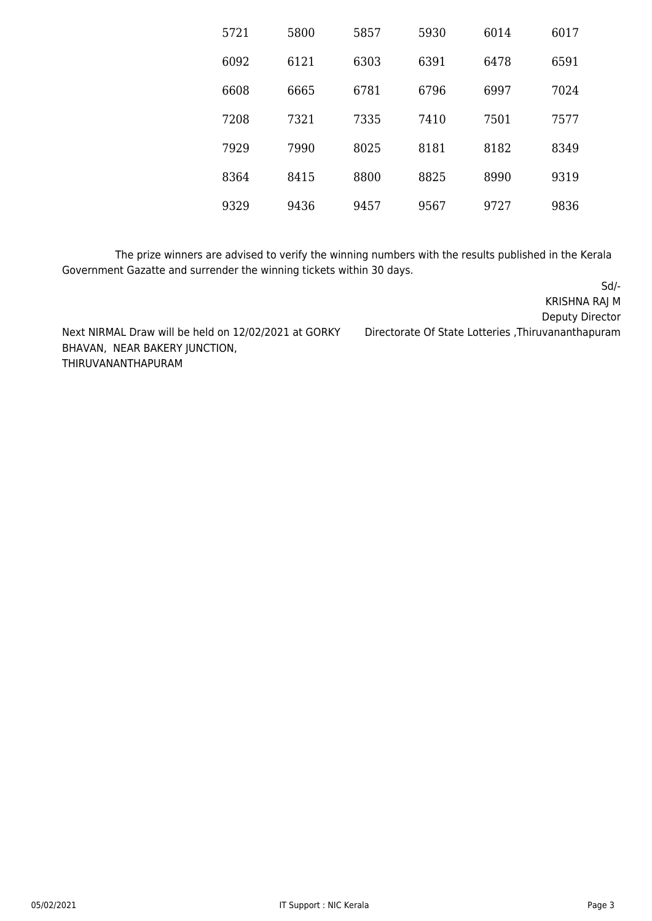| | | | | | |
|---|---|---|---|---|---|
| 5721 | 5800 | 5857 | 5930 | 6014 | 6017 |
| 6092 | 6121 | 6303 | 6391 | 6478 | 6591 |
| 6608 | 6665 | 6781 | 6796 | 6997 | 7024 |
| 7208 | 7321 | 7335 | 7410 | 7501 | 7577 |
| 7929 | 7990 | 8025 | 8181 | 8182 | 8349 |
| 8364 | 8415 | 8800 | 8825 | 8990 | 9319 |
| 9329 | 9436 | 9457 | 9567 | 9727 | 9836 |

The prize winners are advised to verify the winning numbers with the results published in the Kerala Government Gazatte and surrender the winning tickets within 30 days.

Sd/-
KRISHNA RAJ M
Deputy Director
Directorate Of State Lotteries ,Thiruvananthapuram

Next NIRMAL Draw will be held on 12/02/2021 at GORKY BHAVAN, NEAR BAKERY JUNCTION, THIRUVANANTHAPURAM